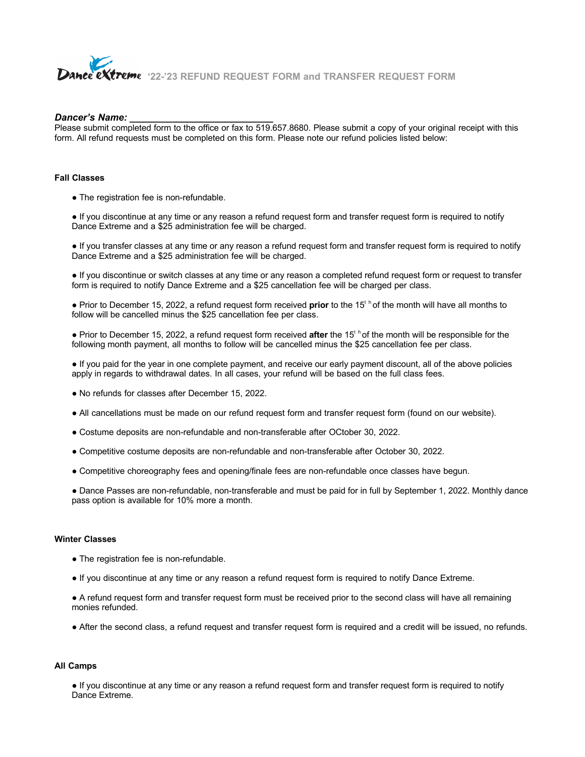# Dance eXtreme '22-'23 REFUND REQUEST FORM and TRANSFER REQUEST FORM

***Dancer's Name:*** ___________________________

Please submit completed form to the office or fax to 519.657.8680. Please submit a copy of your original receipt with this form. All refund requests must be completed on this form. Please note our refund policies listed below:

**Fall Classes**

- The registration fee is non-refundable.
- If you discontinue at any time or any reason a refund request form and transfer request form is required to notify Dance Extreme and a $25 administration fee will be charged.
- If you transfer classes at any time or any reason a refund request form and transfer request form is required to notify Dance Extreme and a $25 administration fee will be charged.
- If you discontinue or switch classes at any time or any reason a completed refund request form or request to transfer form is required to notify Dance Extreme and a $25 cancellation fee will be charged per class.
- Prior to December 15, 2022, a refund request form received **prior** to the 15th of the month will have all months to follow will be cancelled minus the $25 cancellation fee per class.
- Prior to December 15, 2022, a refund request form received **after** the 15th of the month will be responsible for the following month payment, all months to follow will be cancelled minus the $25 cancellation fee per class.
- If you paid for the year in one complete payment, and receive our early payment discount, all of the above policies apply in regards to withdrawal dates. In all cases, your refund will be based on the full class fees.
- No refunds for classes after December 15, 2022.
- All cancellations must be made on our refund request form and transfer request form (found on our website).
- Costume deposits are non-refundable and non-transferable after OCtober 30, 2022.
- Competitive costume deposits are non-refundable and non-transferable after October 30, 2022.
- Competitive choreography fees and opening/finale fees are non-refundable once classes have begun.
- Dance Passes are non-refundable, non-transferable and must be paid for in full by September 1, 2022. Monthly dance pass option is available for 10% more a month.

**Winter Classes**

- The registration fee is non-refundable.
- If you discontinue at any time or any reason a refund request form is required to notify Dance Extreme.
- A refund request form and transfer request form must be received prior to the second class will have all remaining monies refunded.
- After the second class, a refund request and transfer request form is required and a credit will be issued, no refunds.

**All Camps**

- If you discontinue at any time or any reason a refund request form and transfer request form is required to notify Dance Extreme.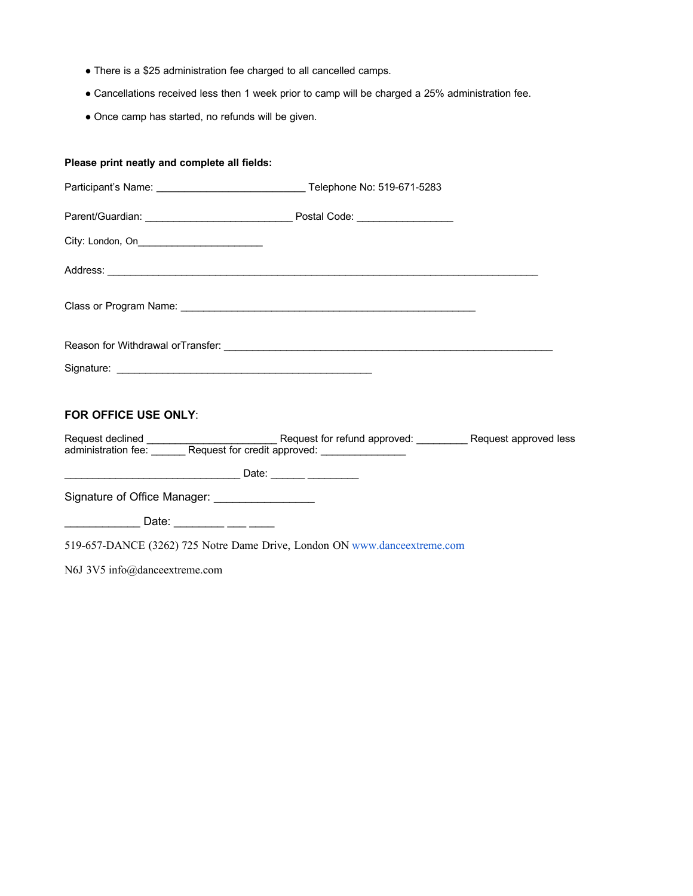- There is a $25 administration fee charged to all cancelled camps.
- Cancellations received less then 1 week prior to camp will be charged a 25% administration fee.
- Once camp has started, no refunds will be given.

**Please print neatly and complete all fields:**

Participant's Name: __________________________ Telephone No: 519-671-5283

Parent/Guardian: __________________________ Postal Code: _________________

City: London, On_______________________

Address: ___________________________________________________________________________

Class or Program Name: ___________________________________________________

Reason for Withdrawal orTransfer: _________________________________________________________

Signature: _____________________________________________

**FOR OFFICE USE ONLY**:

Request declined _______________________ Request for refund approved: _________ Request approved less administration fee: ______ Request for credit approved: _______________

_______________________________ Date: ______ _________

Signature of Office Manager: _________________

_____________ Date: _________ ___ ____

519-657-DANCE (3262) 725 Notre Dame Drive, London ON www.danceextreme.com

N6J 3V5 info@danceextreme.com